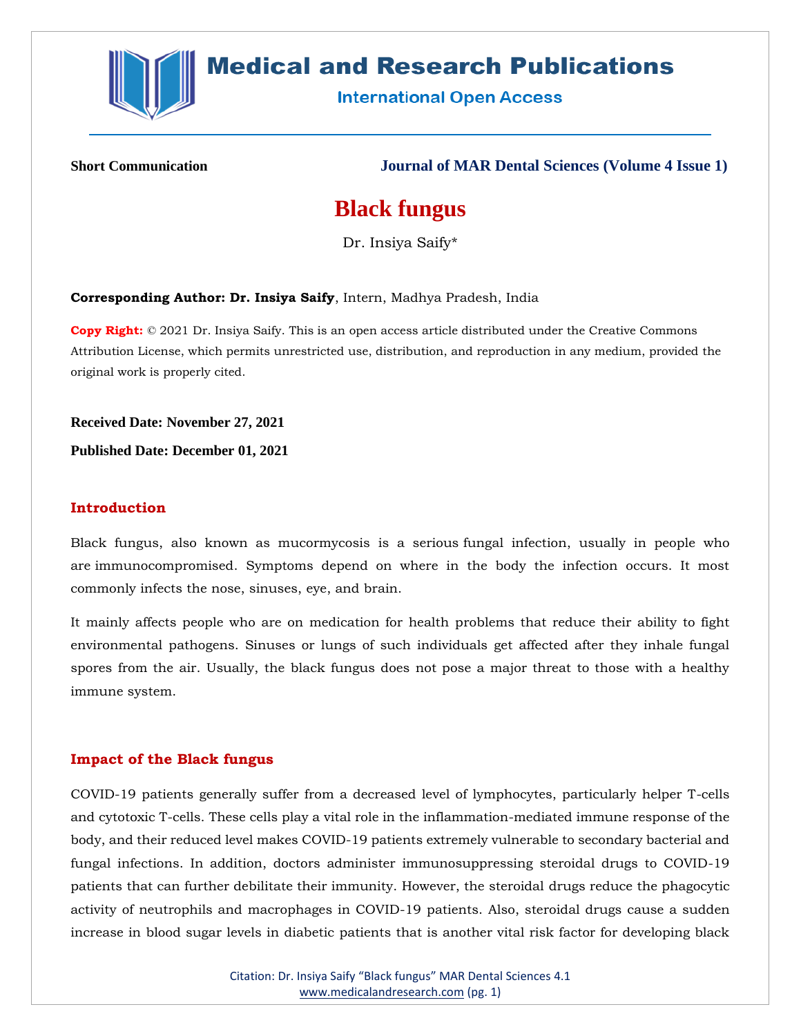**Short Communication**

# Black fungus

Dr. Insiya Saify*

**Corresponding Author: Dr. Insiya Saify**, Intern, Madhya Pradesh, India

**Copy Right:** © 2021 Dr. Insiya Saify. This is an open access article distributed under the Creative Commons Attribution License, which permits unrestricted use, distribution, and reproduction in any medium, provided the original work is properly cited.

**Received Date: November 27, 2021**

**Published Date: December 01, 2021**

## Introduction

Black fungus, also known as mucormycosis is a serious fungal infection, usually in people who are immunocompromised. Symptoms depend on where in the body the infection occurs. It most commonly infects the nose, sinuses, eye, and brain.

It mainly affects people who are on medication for health problems that reduce their ability to fight environmental pathogens. Sinuses or lungs of such individuals get affected after they inhale fungal spores from the air. Usually, the black fungus does not pose a major threat to those with a healthy immune system.

## Impact of the Black fungus

COVID-19 patients generally suffer from a decreased level of lymphocytes, particularly helper T-cells and cytotoxic T-cells. These cells play a vital role in the inflammation-mediated immune response of the body, and their reduced level makes COVID-19 patients extremely vulnerable to secondary bacterial and fungal infections. In addition, doctors administer immunosuppressing steroidal drugs to COVID-19 patients that can further debilitate their immunity. However, the steroidal drugs reduce the phagocytic activity of neutrophils and macrophages in COVID-19 patients. Also, steroidal drugs cause a sudden increase in blood sugar levels in diabetic patients that is another vital risk factor for developing black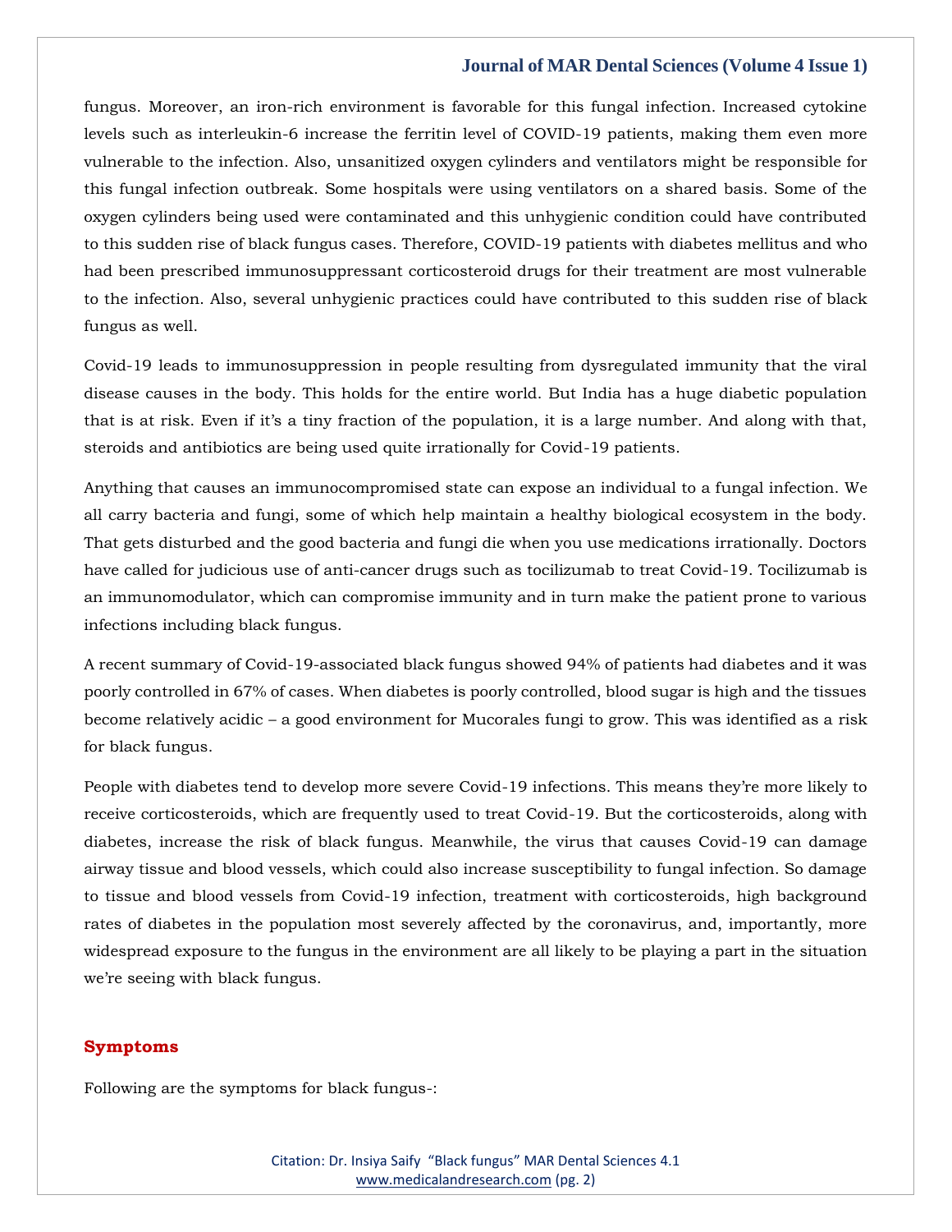fungus. Moreover, an iron-rich environment is favorable for this fungal infection. Increased cytokine levels such as interleukin-6 increase the ferritin level of COVID-19 patients, making them even more vulnerable to the infection. Also, unsanitized oxygen cylinders and ventilators might be responsible for this fungal infection outbreak. Some hospitals were using ventilators on a shared basis. Some of the oxygen cylinders being used were contaminated and this unhygienic condition could have contributed to this sudden rise of black fungus cases. Therefore, COVID-19 patients with diabetes mellitus and who had been prescribed immunosuppressant corticosteroid drugs for their treatment are most vulnerable to the infection. Also, several unhygienic practices could have contributed to this sudden rise of black fungus as well.

Covid-19 leads to immunosuppression in people resulting from dysregulated immunity that the viral disease causes in the body. This holds for the entire world. But India has a huge diabetic population that is at risk. Even if it's a tiny fraction of the population, it is a large number. And along with that, steroids and antibiotics are being used quite irrationally for Covid-19 patients.

Anything that causes an immunocompromised state can expose an individual to a fungal infection. We all carry bacteria and fungi, some of which help maintain a healthy biological ecosystem in the body. That gets disturbed and the good bacteria and fungi die when you use medications irrationally. Doctors have called for judicious use of anti-cancer drugs such as tocilizumab to treat Covid-19. Tocilizumab is an immunomodulator, which can compromise immunity and in turn make the patient prone to various infections including black fungus.

A recent summary of Covid-19-associated black fungus showed 94% of patients had diabetes and it was poorly controlled in 67% of cases. When diabetes is poorly controlled, blood sugar is high and the tissues become relatively acidic – a good environment for Mucorales fungi to grow. This was identified as a risk for black fungus.

People with diabetes tend to develop more severe Covid-19 infections. This means they're more likely to receive corticosteroids, which are frequently used to treat Covid-19. But the corticosteroids, along with diabetes, increase the risk of black fungus. Meanwhile, the virus that causes Covid-19 can damage airway tissue and blood vessels, which could also increase susceptibility to fungal infection. So damage to tissue and blood vessels from Covid-19 infection, treatment with corticosteroids, high background rates of diabetes in the population most severely affected by the coronavirus, and, importantly, more widespread exposure to the fungus in the environment are all likely to be playing a part in the situation we're seeing with black fungus.

## Symptoms

Following are the symptoms for black fungus-: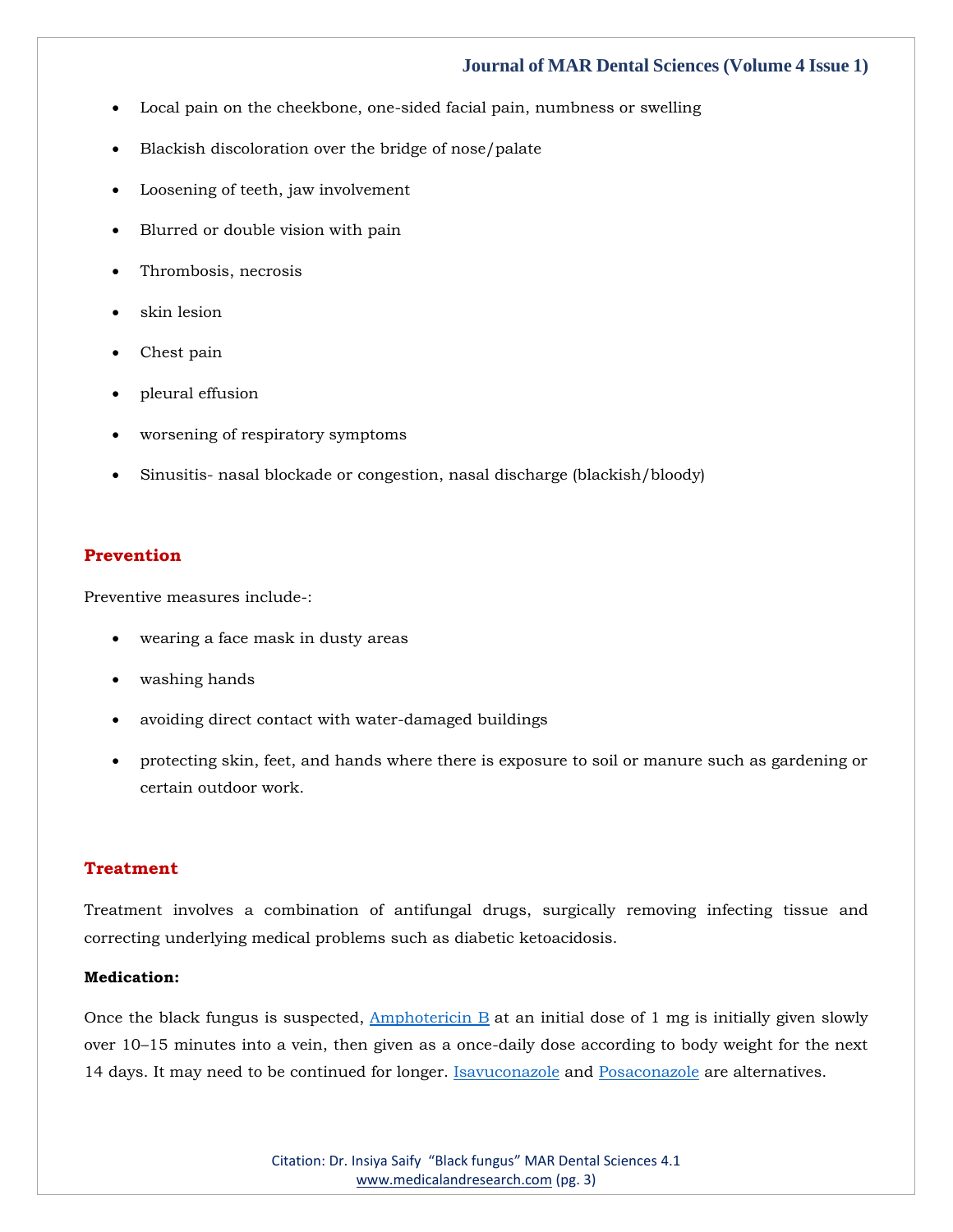- Local pain on the cheekbone, one-sided facial pain, numbness or swelling
- Blackish discoloration over the bridge of nose/palate
- Loosening of teeth, jaw involvement
- Blurred or double vision with pain
- Thrombosis, necrosis
- skin lesion
- Chest pain
- pleural effusion
- worsening of respiratory symptoms
- Sinusitis- nasal blockade or congestion, nasal discharge (blackish/bloody)

## Prevention

Preventive measures include-:

- wearing a face mask in dusty areas
- washing hands
- avoiding direct contact with water-damaged buildings
- protecting skin, feet, and hands where there is exposure to soil or manure such as gardening or certain outdoor work.

## Treatment

Treatment involves a combination of antifungal drugs, surgically removing infecting tissue and correcting underlying medical problems such as diabetic ketoacidosis.

**Medication:**

Once the black fungus is suspected, Amphotericin B at an initial dose of 1 mg is initially given slowly over 10–15 minutes into a vein, then given as a once-daily dose according to body weight for the next 14 days. It may need to be continued for longer. Isavuconazole and Posaconazole are alternatives.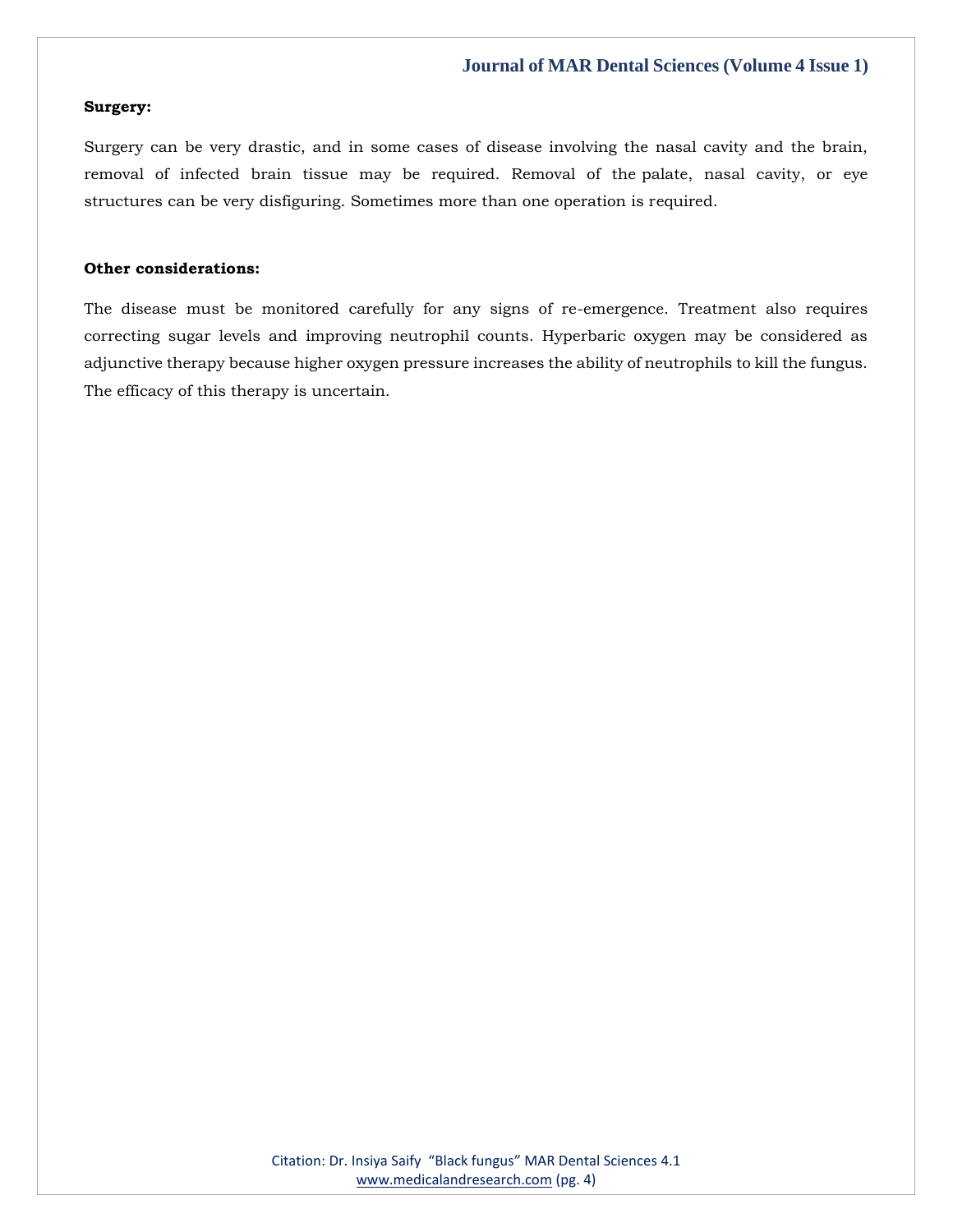**Surgery:**

Surgery can be very drastic, and in some cases of disease involving the nasal cavity and the brain, removal of infected brain tissue may be required. Removal of the palate, nasal cavity, or eye structures can be very disfiguring. Sometimes more than one operation is required.

**Other considerations:**

The disease must be monitored carefully for any signs of re-emergence. Treatment also requires correcting sugar levels and improving neutrophil counts. Hyperbaric oxygen may be considered as adjunctive therapy because higher oxygen pressure increases the ability of neutrophils to kill the fungus. The efficacy of this therapy is uncertain.